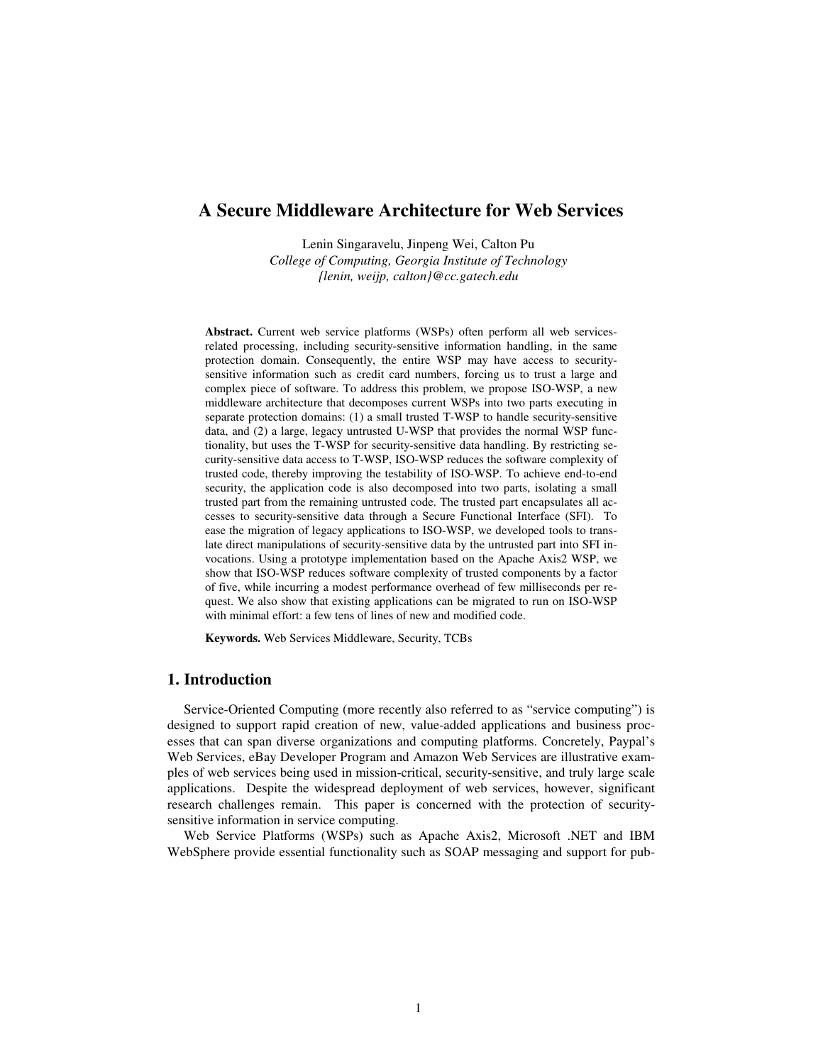# A Secure Middleware Architecture for Web Services

Lenin Singaravelu, Jinpeng Wei, Calton Pu

*College of Computing, Georgia Institute of Technology*

*{lenin, weijp, calton}@cc.gatech.edu*

**Abstract.** Current web service platforms (WSPs) often perform all web services-related processing, including security-sensitive information handling, in the same protection domain. Consequently, the entire WSP may have access to security-sensitive information such as credit card numbers, forcing us to trust a large and complex piece of software. To address this problem, we propose ISO-WSP, a new middleware architecture that decomposes current WSPs into two parts executing in separate protection domains: (1) a small trusted T-WSP to handle security-sensitive data, and (2) a large, legacy untrusted U-WSP that provides the normal WSP functionality, but uses the T-WSP for security-sensitive data handling. By restricting security-sensitive data access to T-WSP, ISO-WSP reduces the software complexity of trusted code, thereby improving the testability of ISO-WSP. To achieve end-to-end security, the application code is also decomposed into two parts, isolating a small trusted part from the remaining untrusted code. The trusted part encapsulates all accesses to security-sensitive data through a Secure Functional Interface (SFI). To ease the migration of legacy applications to ISO-WSP, we developed tools to translate direct manipulations of security-sensitive data by the untrusted part into SFI invocations. Using a prototype implementation based on the Apache Axis2 WSP, we show that ISO-WSP reduces software complexity of trusted components by a factor of five, while incurring a modest performance overhead of few milliseconds per request. We also show that existing applications can be migrated to run on ISO-WSP with minimal effort: a few tens of lines of new and modified code.

**Keywords.** Web Services Middleware, Security, TCBs

## 1. Introduction

Service-Oriented Computing (more recently also referred to as "service computing") is designed to support rapid creation of new, value-added applications and business processes that can span diverse organizations and computing platforms. Concretely, Paypal's Web Services, eBay Developer Program and Amazon Web Services are illustrative examples of web services being used in mission-critical, security-sensitive, and truly large scale applications. Despite the widespread deployment of web services, however, significant research challenges remain. This paper is concerned with the protection of security-sensitive information in service computing.

Web Service Platforms (WSPs) such as Apache Axis2, Microsoft .NET and IBM WebSphere provide essential functionality such as SOAP messaging and support for pub-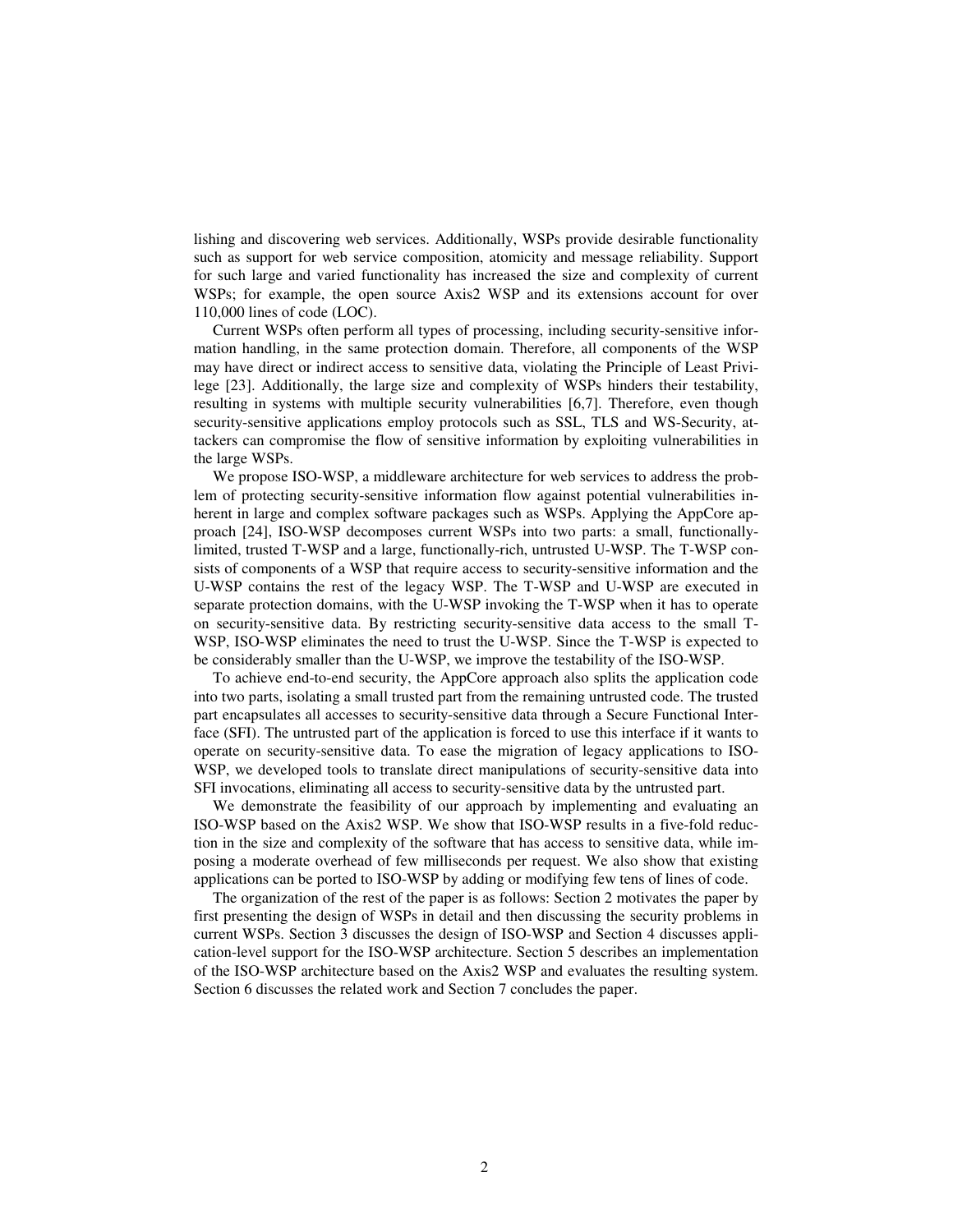lishing and discovering web services. Additionally, WSPs provide desirable functionality such as support for web service composition, atomicity and message reliability. Support for such large and varied functionality has increased the size and complexity of current WSPs; for example, the open source Axis2 WSP and its extensions account for over 110,000 lines of code (LOC).

Current WSPs often perform all types of processing, including security-sensitive information handling, in the same protection domain. Therefore, all components of the WSP may have direct or indirect access to sensitive data, violating the Principle of Least Privilege [23]. Additionally, the large size and complexity of WSPs hinders their testability, resulting in systems with multiple security vulnerabilities [6,7]. Therefore, even though security-sensitive applications employ protocols such as SSL, TLS and WS-Security, attackers can compromise the flow of sensitive information by exploiting vulnerabilities in the large WSPs.

We propose ISO-WSP, a middleware architecture for web services to address the problem of protecting security-sensitive information flow against potential vulnerabilities inherent in large and complex software packages such as WSPs. Applying the AppCore approach [24], ISO-WSP decomposes current WSPs into two parts: a small, functionally-limited, trusted T-WSP and a large, functionally-rich, untrusted U-WSP. The T-WSP consists of components of a WSP that require access to security-sensitive information and the U-WSP contains the rest of the legacy WSP. The T-WSP and U-WSP are executed in separate protection domains, with the U-WSP invoking the T-WSP when it has to operate on security-sensitive data. By restricting security-sensitive data access to the small T-WSP, ISO-WSP eliminates the need to trust the U-WSP. Since the T-WSP is expected to be considerably smaller than the U-WSP, we improve the testability of the ISO-WSP.

To achieve end-to-end security, the AppCore approach also splits the application code into two parts, isolating a small trusted part from the remaining untrusted code. The trusted part encapsulates all accesses to security-sensitive data through a Secure Functional Interface (SFI). The untrusted part of the application is forced to use this interface if it wants to operate on security-sensitive data. To ease the migration of legacy applications to ISO-WSP, we developed tools to translate direct manipulations of security-sensitive data into SFI invocations, eliminating all access to security-sensitive data by the untrusted part.

We demonstrate the feasibility of our approach by implementing and evaluating an ISO-WSP based on the Axis2 WSP. We show that ISO-WSP results in a five-fold reduction in the size and complexity of the software that has access to sensitive data, while imposing a moderate overhead of few milliseconds per request. We also show that existing applications can be ported to ISO-WSP by adding or modifying few tens of lines of code.

The organization of the rest of the paper is as follows: Section 2 motivates the paper by first presenting the design of WSPs in detail and then discussing the security problems in current WSPs. Section 3 discusses the design of ISO-WSP and Section 4 discusses application-level support for the ISO-WSP architecture. Section 5 describes an implementation of the ISO-WSP architecture based on the Axis2 WSP and evaluates the resulting system. Section 6 discusses the related work and Section 7 concludes the paper.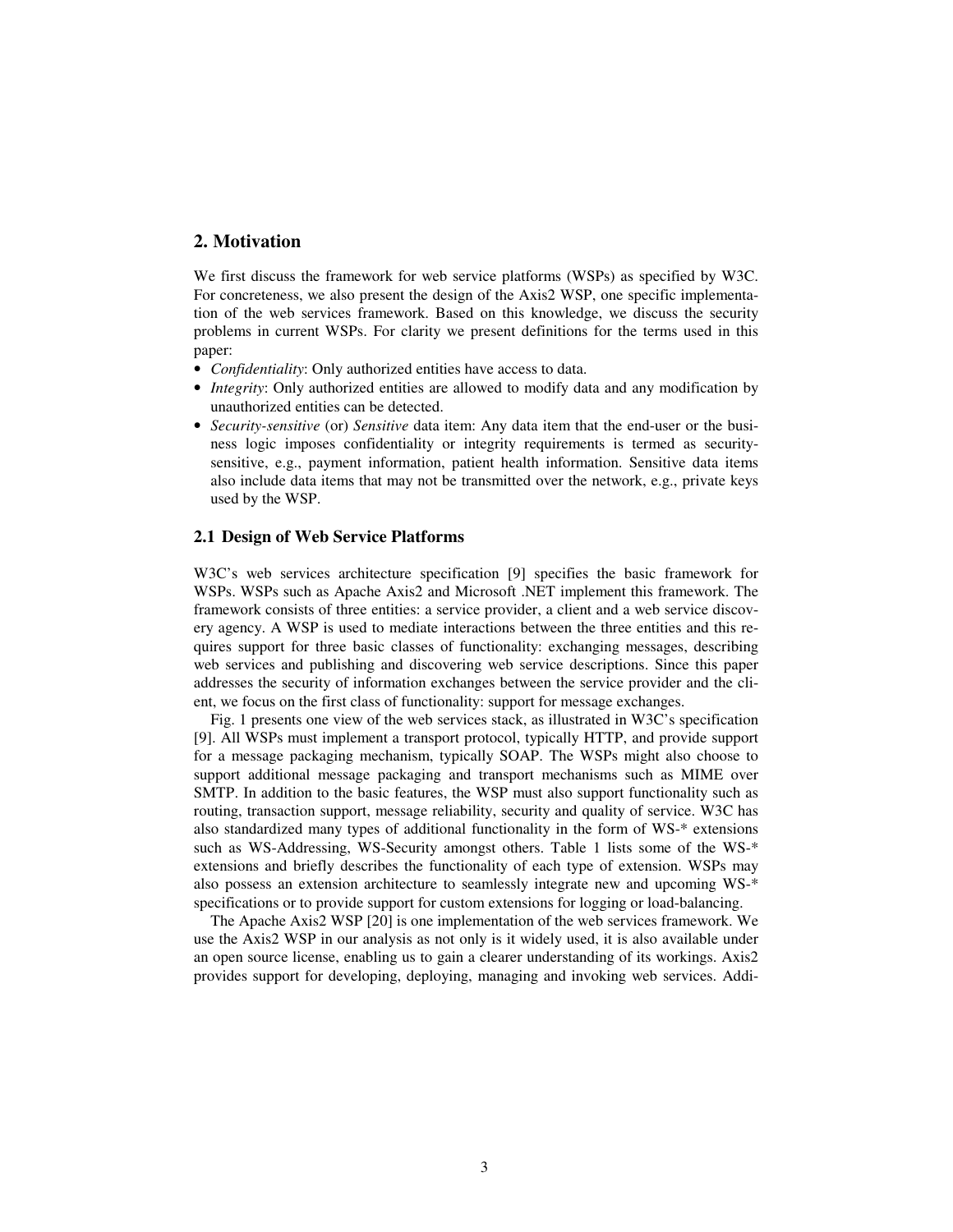## 2. Motivation

We first discuss the framework for web service platforms (WSPs) as specified by W3C. For concreteness, we also present the design of the Axis2 WSP, one specific implementation of the web services framework. Based on this knowledge, we discuss the security problems in current WSPs. For clarity we present definitions for the terms used in this paper:

- *Confidentiality*: Only authorized entities have access to data.
- *Integrity*: Only authorized entities are allowed to modify data and any modification by unauthorized entities can be detected.
- *Security-sensitive* (or) *Sensitive* data item: Any data item that the end-user or the business logic imposes confidentiality or integrity requirements is termed as security-sensitive, e.g., payment information, patient health information. Sensitive data items also include data items that may not be transmitted over the network, e.g., private keys used by the WSP.

### 2.1 Design of Web Service Platforms

W3C's web services architecture specification [9] specifies the basic framework for WSPs. WSPs such as Apache Axis2 and Microsoft .NET implement this framework. The framework consists of three entities: a service provider, a client and a web service discovery agency. A WSP is used to mediate interactions between the three entities and this requires support for three basic classes of functionality: exchanging messages, describing web services and publishing and discovering web service descriptions. Since this paper addresses the security of information exchanges between the service provider and the client, we focus on the first class of functionality: support for message exchanges.

Fig. 1 presents one view of the web services stack, as illustrated in W3C's specification [9]. All WSPs must implement a transport protocol, typically HTTP, and provide support for a message packaging mechanism, typically SOAP. The WSPs might also choose to support additional message packaging and transport mechanisms such as MIME over SMTP. In addition to the basic features, the WSP must also support functionality such as routing, transaction support, message reliability, security and quality of service. W3C has also standardized many types of additional functionality in the form of WS-* extensions such as WS-Addressing, WS-Security amongst others. Table 1 lists some of the WS-* extensions and briefly describes the functionality of each type of extension. WSPs may also possess an extension architecture to seamlessly integrate new and upcoming WS-* specifications or to provide support for custom extensions for logging or load-balancing.

The Apache Axis2 WSP [20] is one implementation of the web services framework. We use the Axis2 WSP in our analysis as not only is it widely used, it is also available under an open source license, enabling us to gain a clearer understanding of its workings. Axis2 provides support for developing, deploying, managing and invoking web services. Addi-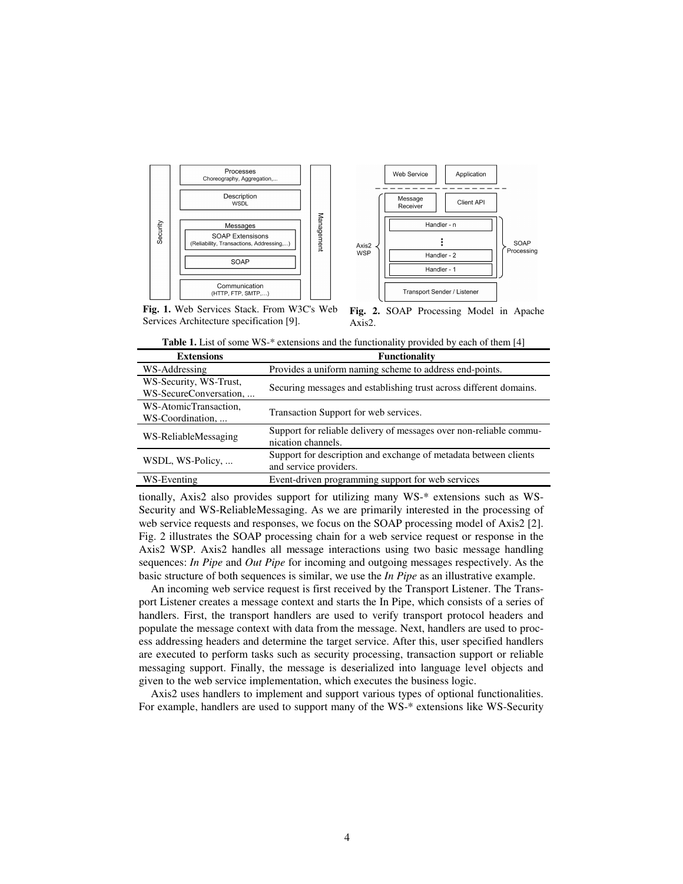**Fig. 1.** Web Services Stack. From W3C's Web Services Architecture specification [9].

**Fig. 2.** SOAP Processing Model in Apache Axis2.

**Table 1.** List of some WS-* extensions and the functionality provided by each of them [4]

| Extensions | Functionality |
|---|---|
| WS-Addressing | Provides a uniform naming scheme to address end-points. |
| WS-Security, WS-Trust, WS-SecureConversation, ... | Securing messages and establishing trust across different domains. |
| WS-AtomicTransaction, WS-Coordination, ... | Transaction Support for web services. |
| WS-ReliableMessaging | Support for reliable delivery of messages over non-reliable communication channels. |
| WSDL, WS-Policy, ... | Support for description and exchange of metadata between clients and service providers. |
| WS-Eventing | Event-driven programming support for web services |

tionally, Axis2 also provides support for utilizing many WS-* extensions such as WS-Security and WS-ReliableMessaging. As we are primarily interested in the processing of web service requests and responses, we focus on the SOAP processing model of Axis2 [2]. Fig. 2 illustrates the SOAP processing chain for a web service request or response in the Axis2 WSP. Axis2 handles all message interactions using two basic message handling sequences: *In Pipe* and *Out Pipe* for incoming and outgoing messages respectively. As the basic structure of both sequences is similar, we use the *In Pipe* as an illustrative example.

An incoming web service request is first received by the Transport Listener. The Transport Listener creates a message context and starts the In Pipe, which consists of a series of handlers. First, the transport handlers are used to verify transport protocol headers and populate the message context with data from the message. Next, handlers are used to process addressing headers and determine the target service. After this, user specified handlers are executed to perform tasks such as security processing, transaction support or reliable messaging support. Finally, the message is deserialized into language level objects and given to the web service implementation, which executes the business logic.

Axis2 uses handlers to implement and support various types of optional functionalities. For example, handlers are used to support many of the WS-* extensions like WS-Security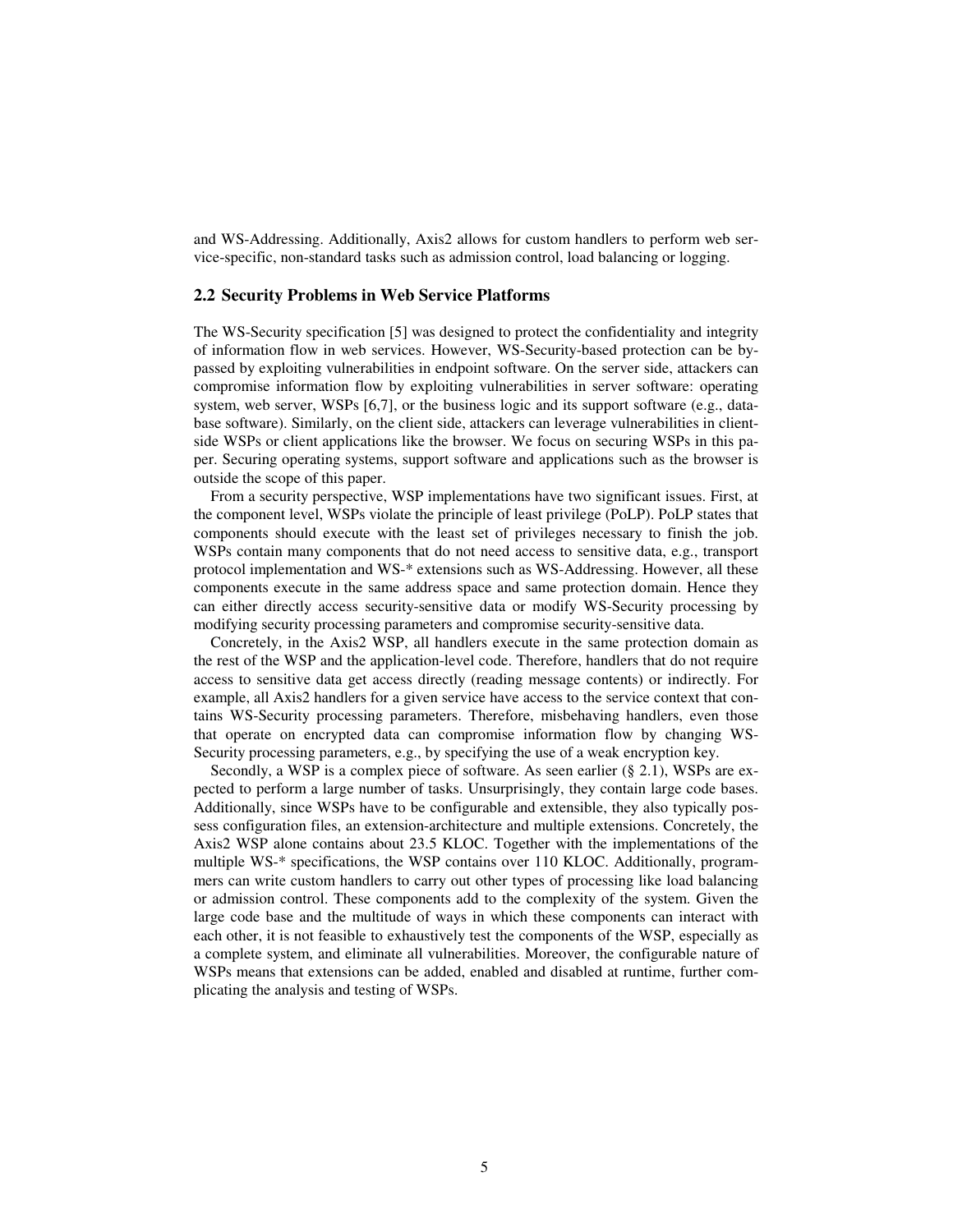and WS-Addressing. Additionally, Axis2 allows for custom handlers to perform web service-specific, non-standard tasks such as admission control, load balancing or logging.

### 2.2 Security Problems in Web Service Platforms

The WS-Security specification [5] was designed to protect the confidentiality and integrity of information flow in web services. However, WS-Security-based protection can be bypassed by exploiting vulnerabilities in endpoint software. On the server side, attackers can compromise information flow by exploiting vulnerabilities in server software: operating system, web server, WSPs [6,7], or the business logic and its support software (e.g., database software). Similarly, on the client side, attackers can leverage vulnerabilities in client-side WSPs or client applications like the browser. We focus on securing WSPs in this paper. Securing operating systems, support software and applications such as the browser is outside the scope of this paper.

From a security perspective, WSP implementations have two significant issues. First, at the component level, WSPs violate the principle of least privilege (PoLP). PoLP states that components should execute with the least set of privileges necessary to finish the job. WSPs contain many components that do not need access to sensitive data, e.g., transport protocol implementation and WS-* extensions such as WS-Addressing. However, all these components execute in the same address space and same protection domain. Hence they can either directly access security-sensitive data or modify WS-Security processing by modifying security processing parameters and compromise security-sensitive data.

Concretely, in the Axis2 WSP, all handlers execute in the same protection domain as the rest of the WSP and the application-level code. Therefore, handlers that do not require access to sensitive data get access directly (reading message contents) or indirectly. For example, all Axis2 handlers for a given service have access to the service context that contains WS-Security processing parameters. Therefore, misbehaving handlers, even those that operate on encrypted data can compromise information flow by changing WS-Security processing parameters, e.g., by specifying the use of a weak encryption key.

Secondly, a WSP is a complex piece of software. As seen earlier (§ 2.1), WSPs are expected to perform a large number of tasks. Unsurprisingly, they contain large code bases. Additionally, since WSPs have to be configurable and extensible, they also typically possess configuration files, an extension-architecture and multiple extensions. Concretely, the Axis2 WSP alone contains about 23.5 KLOC. Together with the implementations of the multiple WS-* specifications, the WSP contains over 110 KLOC. Additionally, programmers can write custom handlers to carry out other types of processing like load balancing or admission control. These components add to the complexity of the system. Given the large code base and the multitude of ways in which these components can interact with each other, it is not feasible to exhaustively test the components of the WSP, especially as a complete system, and eliminate all vulnerabilities. Moreover, the configurable nature of WSPs means that extensions can be added, enabled and disabled at runtime, further complicating the analysis and testing of WSPs.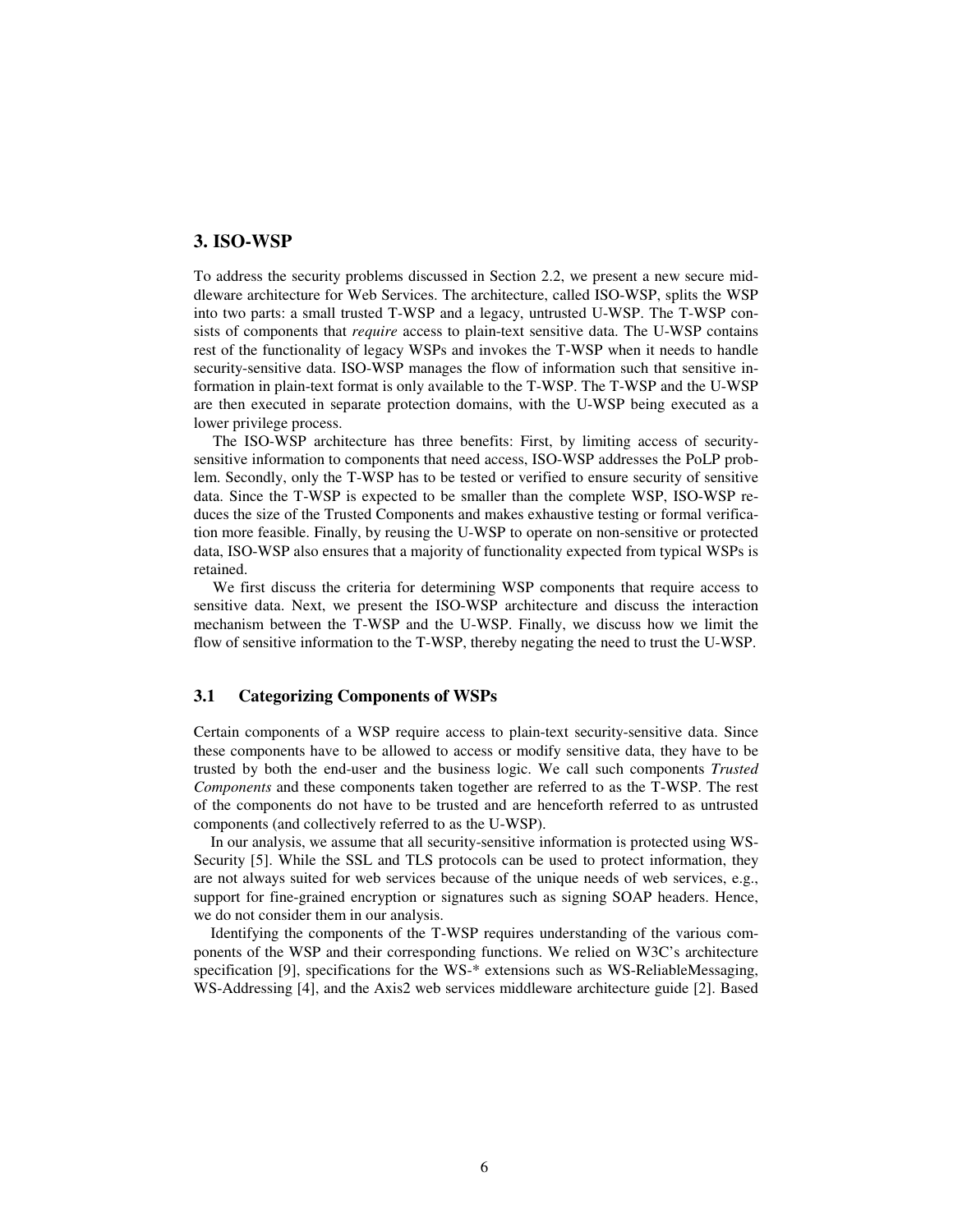## 3. ISO-WSP

To address the security problems discussed in Section 2.2, we present a new secure middleware architecture for Web Services. The architecture, called ISO-WSP, splits the WSP into two parts: a small trusted T-WSP and a legacy, untrusted U-WSP. The T-WSP consists of components that *require* access to plain-text sensitive data. The U-WSP contains rest of the functionality of legacy WSPs and invokes the T-WSP when it needs to handle security-sensitive data. ISO-WSP manages the flow of information such that sensitive information in plain-text format is only available to the T-WSP. The T-WSP and the U-WSP are then executed in separate protection domains, with the U-WSP being executed as a lower privilege process.

The ISO-WSP architecture has three benefits: First, by limiting access of security-sensitive information to components that need access, ISO-WSP addresses the PoLP problem. Secondly, only the T-WSP has to be tested or verified to ensure security of sensitive data. Since the T-WSP is expected to be smaller than the complete WSP, ISO-WSP reduces the size of the Trusted Components and makes exhaustive testing or formal verification more feasible. Finally, by reusing the U-WSP to operate on non-sensitive or protected data, ISO-WSP also ensures that a majority of functionality expected from typical WSPs is retained.

We first discuss the criteria for determining WSP components that require access to sensitive data. Next, we present the ISO-WSP architecture and discuss the interaction mechanism between the T-WSP and the U-WSP. Finally, we discuss how we limit the flow of sensitive information to the T-WSP, thereby negating the need to trust the U-WSP.

### 3.1 Categorizing Components of WSPs

Certain components of a WSP require access to plain-text security-sensitive data. Since these components have to be allowed to access or modify sensitive data, they have to be trusted by both the end-user and the business logic. We call such components *Trusted Components* and these components taken together are referred to as the T-WSP. The rest of the components do not have to be trusted and are henceforth referred to as untrusted components (and collectively referred to as the U-WSP).

In our analysis, we assume that all security-sensitive information is protected using WS-Security [5]. While the SSL and TLS protocols can be used to protect information, they are not always suited for web services because of the unique needs of web services, e.g., support for fine-grained encryption or signatures such as signing SOAP headers. Hence, we do not consider them in our analysis.

Identifying the components of the T-WSP requires understanding of the various components of the WSP and their corresponding functions. We relied on W3C's architecture specification [9], specifications for the WS-* extensions such as WS-ReliableMessaging, WS-Addressing [4], and the Axis2 web services middleware architecture guide [2]. Based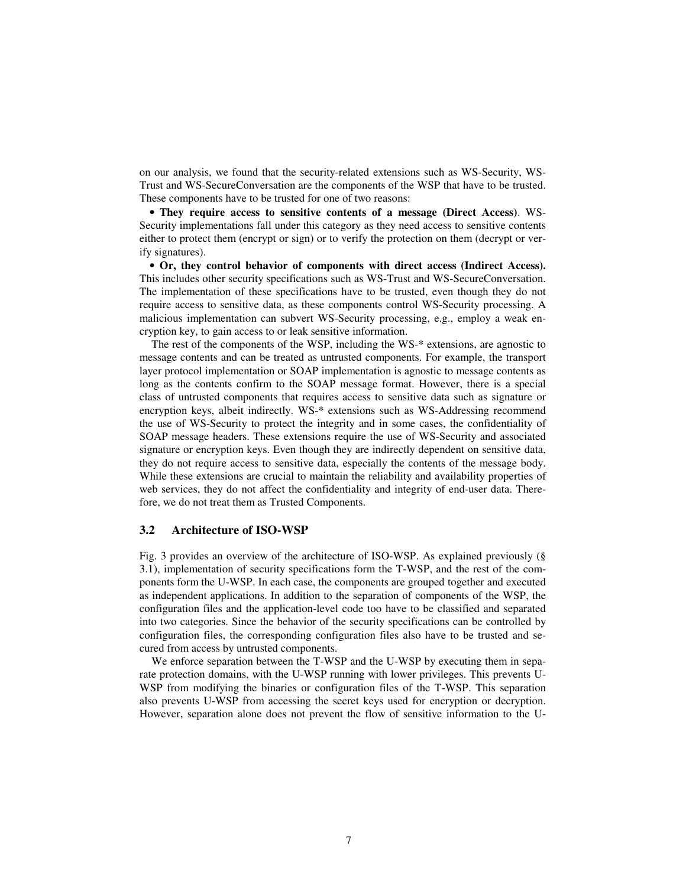on our analysis, we found that the security-related extensions such as WS-Security, WS-Trust and WS-SecureConversation are the components of the WSP that have to be trusted. These components have to be trusted for one of two reasons:

- **They require access to sensitive contents of a message (Direct Access)**. WS-Security implementations fall under this category as they need access to sensitive contents either to protect them (encrypt or sign) or to verify the protection on them (decrypt or verify signatures).
- **Or, they control behavior of components with direct access (Indirect Access).** This includes other security specifications such as WS-Trust and WS-SecureConversation. The implementation of these specifications have to be trusted, even though they do not require access to sensitive data, as these components control WS-Security processing. A malicious implementation can subvert WS-Security processing, e.g., employ a weak encryption key, to gain access to or leak sensitive information.

The rest of the components of the WSP, including the WS-* extensions, are agnostic to message contents and can be treated as untrusted components. For example, the transport layer protocol implementation or SOAP implementation is agnostic to message contents as long as the contents confirm to the SOAP message format. However, there is a special class of untrusted components that requires access to sensitive data such as signature or encryption keys, albeit indirectly. WS-* extensions such as WS-Addressing recommend the use of WS-Security to protect the integrity and in some cases, the confidentiality of SOAP message headers. These extensions require the use of WS-Security and associated signature or encryption keys. Even though they are indirectly dependent on sensitive data, they do not require access to sensitive data, especially the contents of the message body. While these extensions are crucial to maintain the reliability and availability properties of web services, they do not affect the confidentiality and integrity of end-user data. Therefore, we do not treat them as Trusted Components.

### 3.2 Architecture of ISO-WSP

Fig. 3 provides an overview of the architecture of ISO-WSP. As explained previously (§ 3.1), implementation of security specifications form the T-WSP, and the rest of the components form the U-WSP. In each case, the components are grouped together and executed as independent applications. In addition to the separation of components of the WSP, the configuration files and the application-level code too have to be classified and separated into two categories. Since the behavior of the security specifications can be controlled by configuration files, the corresponding configuration files also have to be trusted and secured from access by untrusted components.

We enforce separation between the T-WSP and the U-WSP by executing them in separate protection domains, with the U-WSP running with lower privileges. This prevents U-WSP from modifying the binaries or configuration files of the T-WSP. This separation also prevents U-WSP from accessing the secret keys used for encryption or decryption. However, separation alone does not prevent the flow of sensitive information to the U-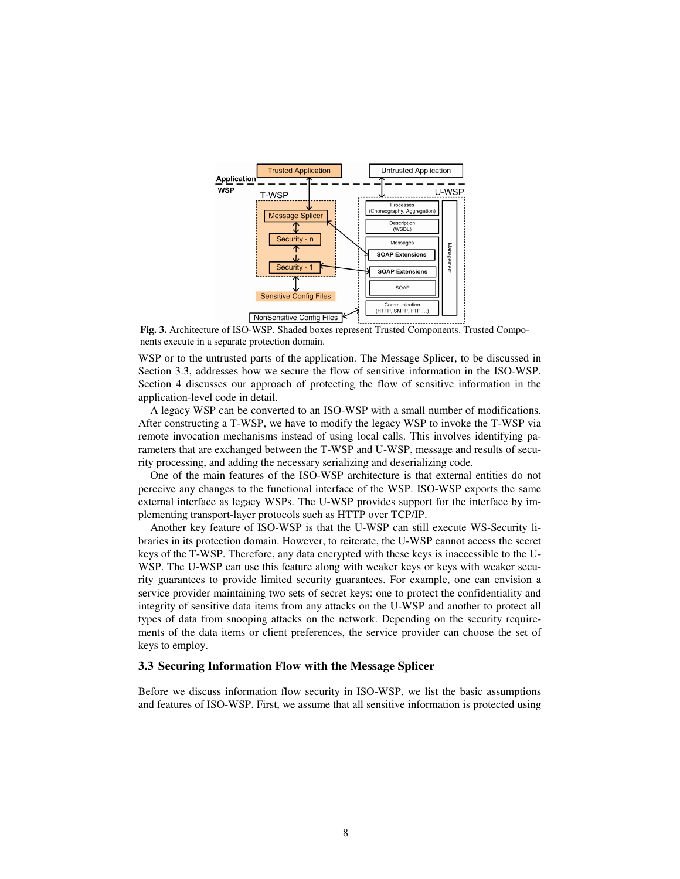**Fig. 3.** Architecture of ISO-WSP. Shaded boxes represent Trusted Components. Trusted Components execute in a separate protection domain.

WSP or to the untrusted parts of the application. The Message Splicer, to be discussed in Section 3.3, addresses how we secure the flow of sensitive information in the ISO-WSP. Section 4 discusses our approach of protecting the flow of sensitive information in the application-level code in detail.

A legacy WSP can be converted to an ISO-WSP with a small number of modifications. After constructing a T-WSP, we have to modify the legacy WSP to invoke the T-WSP via remote invocation mechanisms instead of using local calls. This involves identifying parameters that are exchanged between the T-WSP and U-WSP, message and results of security processing, and adding the necessary serializing and deserializing code.

One of the main features of the ISO-WSP architecture is that external entities do not perceive any changes to the functional interface of the WSP. ISO-WSP exports the same external interface as legacy WSPs. The U-WSP provides support for the interface by implementing transport-layer protocols such as HTTP over TCP/IP.

Another key feature of ISO-WSP is that the U-WSP can still execute WS-Security libraries in its protection domain. However, to reiterate, the U-WSP cannot access the secret keys of the T-WSP. Therefore, any data encrypted with these keys is inaccessible to the U-WSP. The U-WSP can use this feature along with weaker keys or keys with weaker security guarantees to provide limited security guarantees. For example, one can envision a service provider maintaining two sets of secret keys: one to protect the confidentiality and integrity of sensitive data items from any attacks on the U-WSP and another to protect all types of data from snooping attacks on the network. Depending on the security requirements of the data items or client preferences, the service provider can choose the set of keys to employ.

### 3.3 Securing Information Flow with the Message Splicer

Before we discuss information flow security in ISO-WSP, we list the basic assumptions and features of ISO-WSP. First, we assume that all sensitive information is protected using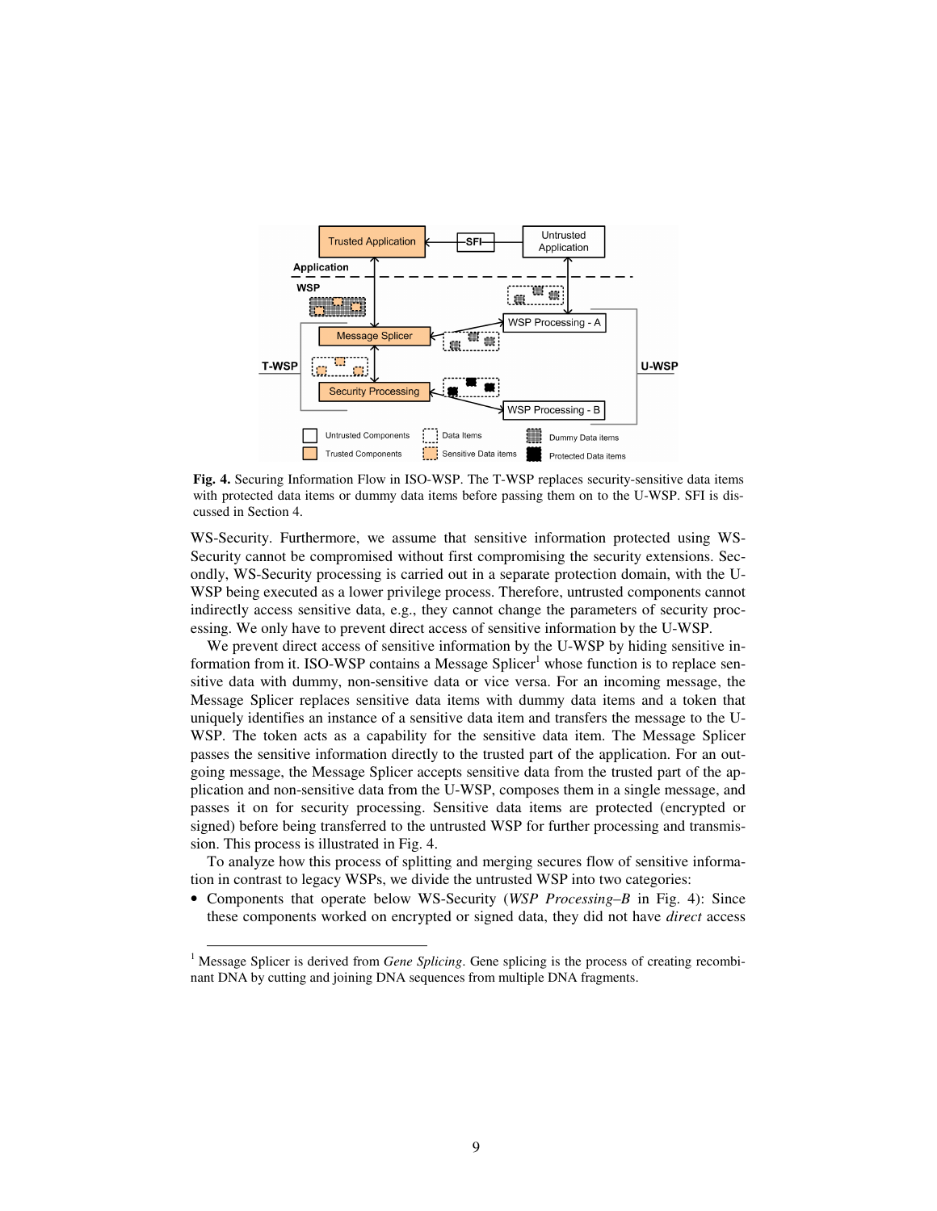**Fig. 4.** Securing Information Flow in ISO-WSP. The T-WSP replaces security-sensitive data items with protected data items or dummy data items before passing them on to the U-WSP. SFI is discussed in Section 4.

WS-Security. Furthermore, we assume that sensitive information protected using WS-Security cannot be compromised without first compromising the security extensions. Secondly, WS-Security processing is carried out in a separate protection domain, with the U-WSP being executed as a lower privilege process. Therefore, untrusted components cannot indirectly access sensitive data, e.g., they cannot change the parameters of security processing. We only have to prevent direct access of sensitive information by the U-WSP.

We prevent direct access of sensitive information by the U-WSP by hiding sensitive information from it. ISO-WSP contains a Message Splicer[1] whose function is to replace sensitive data with dummy, non-sensitive data or vice versa. For an incoming message, the Message Splicer replaces sensitive data items with dummy data items and a token that uniquely identifies an instance of a sensitive data item and transfers the message to the U-WSP. The token acts as a capability for the sensitive data item. The Message Splicer passes the sensitive information directly to the trusted part of the application. For an outgoing message, the Message Splicer accepts sensitive data from the trusted part of the application and non-sensitive data from the U-WSP, composes them in a single message, and passes it on for security processing. Sensitive data items are protected (encrypted or signed) before being transferred to the untrusted WSP for further processing and transmission. This process is illustrated in Fig. 4.

To analyze how this process of splitting and merging secures flow of sensitive information in contrast to legacy WSPs, we divide the untrusted WSP into two categories:

- Components that operate below WS-Security (*WSP Processing–B* in Fig. 4): Since these components worked on encrypted or signed data, they did not have *direct* access

[1] Message Splicer is derived from *Gene Splicing*. Gene splicing is the process of creating recombinant DNA by cutting and joining DNA sequences from multiple DNA fragments.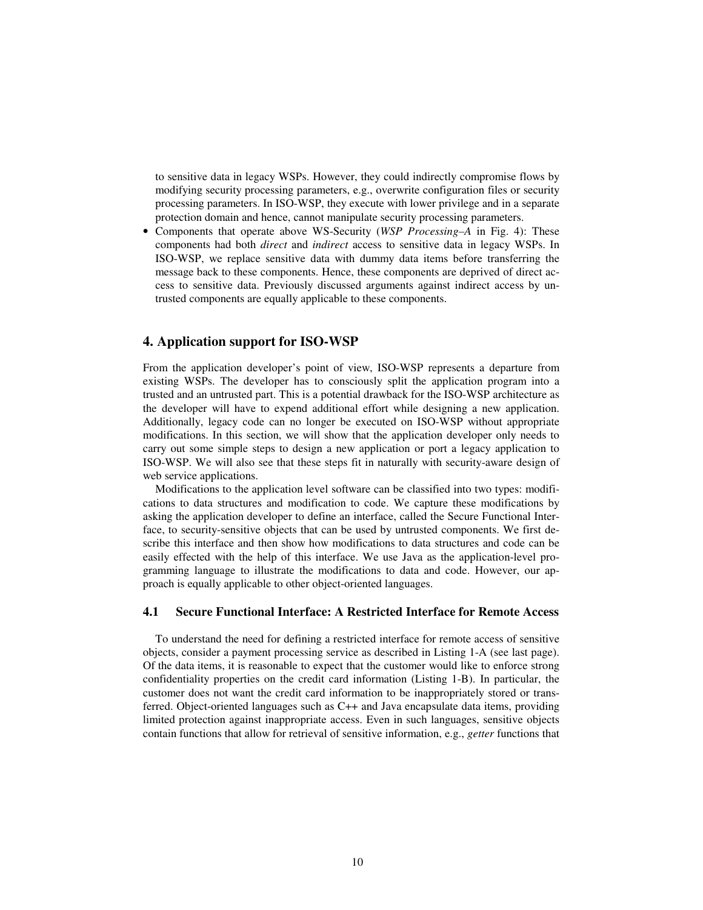to sensitive data in legacy WSPs. However, they could indirectly compromise flows by modifying security processing parameters, e.g., overwrite configuration files or security processing parameters. In ISO-WSP, they execute with lower privilege and in a separate protection domain and hence, cannot manipulate security processing parameters.

- Components that operate above WS-Security (*WSP Processing–A* in Fig. 4): These components had both *direct* and *indirect* access to sensitive data in legacy WSPs. In ISO-WSP, we replace sensitive data with dummy data items before transferring the message back to these components. Hence, these components are deprived of direct access to sensitive data. Previously discussed arguments against indirect access by untrusted components are equally applicable to these components.

## 4. Application support for ISO-WSP

From the application developer's point of view, ISO-WSP represents a departure from existing WSPs. The developer has to consciously split the application program into a trusted and an untrusted part. This is a potential drawback for the ISO-WSP architecture as the developer will have to expend additional effort while designing a new application. Additionally, legacy code can no longer be executed on ISO-WSP without appropriate modifications. In this section, we will show that the application developer only needs to carry out some simple steps to design a new application or port a legacy application to ISO-WSP. We will also see that these steps fit in naturally with security-aware design of web service applications.

Modifications to the application level software can be classified into two types: modifications to data structures and modification to code. We capture these modifications by asking the application developer to define an interface, called the Secure Functional Interface, to security-sensitive objects that can be used by untrusted components. We first describe this interface and then show how modifications to data structures and code can be easily effected with the help of this interface. We use Java as the application-level programming language to illustrate the modifications to data and code. However, our approach is equally applicable to other object-oriented languages.

### 4.1 Secure Functional Interface: A Restricted Interface for Remote Access

To understand the need for defining a restricted interface for remote access of sensitive objects, consider a payment processing service as described in Listing 1-A (see last page). Of the data items, it is reasonable to expect that the customer would like to enforce strong confidentiality properties on the credit card information (Listing 1-B). In particular, the customer does not want the credit card information to be inappropriately stored or transferred. Object-oriented languages such as C++ and Java encapsulate data items, providing limited protection against inappropriate access. Even in such languages, sensitive objects contain functions that allow for retrieval of sensitive information, e.g., *getter* functions that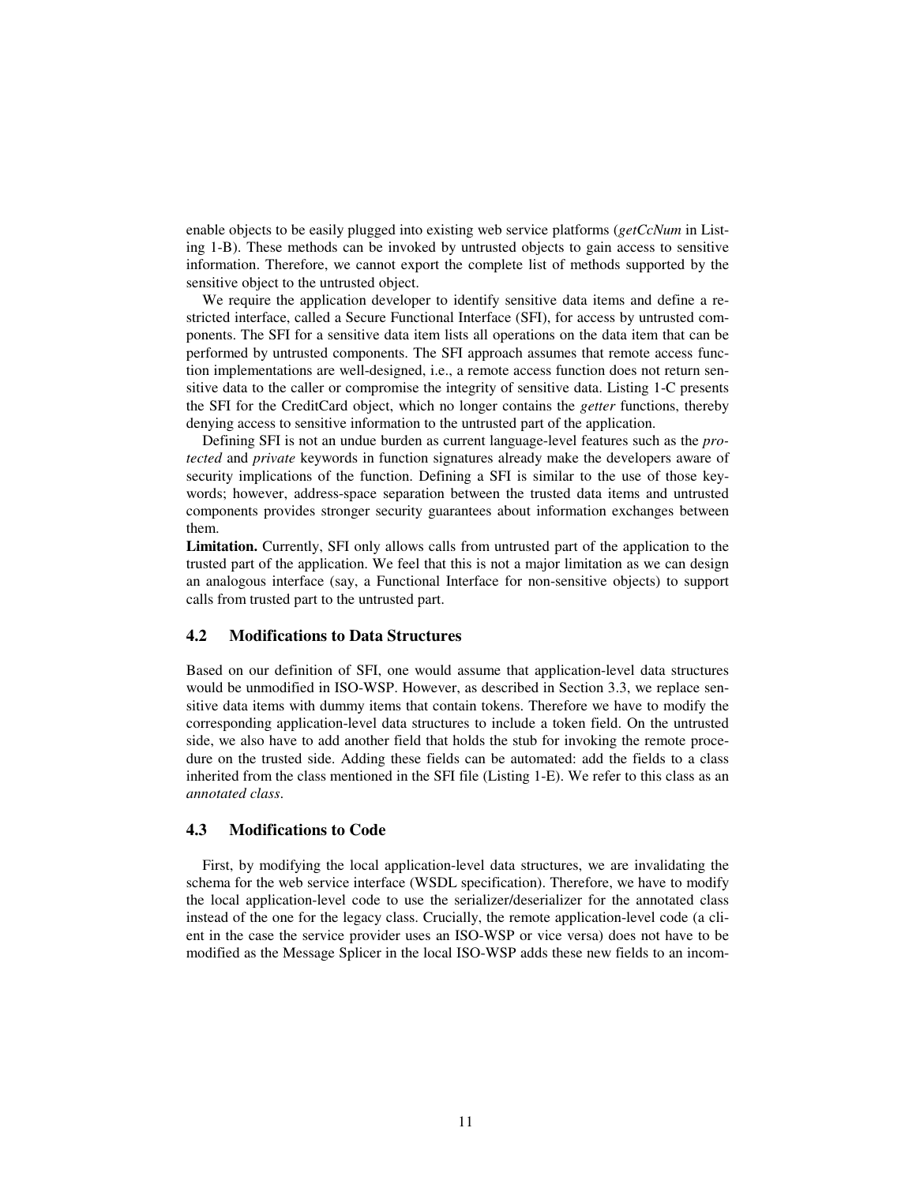enable objects to be easily plugged into existing web service platforms (*getCcNum* in Listing 1-B). These methods can be invoked by untrusted objects to gain access to sensitive information. Therefore, we cannot export the complete list of methods supported by the sensitive object to the untrusted object.

We require the application developer to identify sensitive data items and define a restricted interface, called a Secure Functional Interface (SFI), for access by untrusted components. The SFI for a sensitive data item lists all operations on the data item that can be performed by untrusted components. The SFI approach assumes that remote access function implementations are well-designed, i.e., a remote access function does not return sensitive data to the caller or compromise the integrity of sensitive data. Listing 1-C presents the SFI for the CreditCard object, which no longer contains the *getter* functions, thereby denying access to sensitive information to the untrusted part of the application.

Defining SFI is not an undue burden as current language-level features such as the *protected* and *private* keywords in function signatures already make the developers aware of security implications of the function. Defining a SFI is similar to the use of those keywords; however, address-space separation between the trusted data items and untrusted components provides stronger security guarantees about information exchanges between them.

**Limitation.** Currently, SFI only allows calls from untrusted part of the application to the trusted part of the application. We feel that this is not a major limitation as we can design an analogous interface (say, a Functional Interface for non-sensitive objects) to support calls from trusted part to the untrusted part.

### 4.2 Modifications to Data Structures

Based on our definition of SFI, one would assume that application-level data structures would be unmodified in ISO-WSP. However, as described in Section 3.3, we replace sensitive data items with dummy items that contain tokens. Therefore we have to modify the corresponding application-level data structures to include a token field. On the untrusted side, we also have to add another field that holds the stub for invoking the remote procedure on the trusted side. Adding these fields can be automated: add the fields to a class inherited from the class mentioned in the SFI file (Listing 1-E). We refer to this class as an *annotated class*.

### 4.3 Modifications to Code

First, by modifying the local application-level data structures, we are invalidating the schema for the web service interface (WSDL specification). Therefore, we have to modify the local application-level code to use the serializer/deserializer for the annotated class instead of the one for the legacy class. Crucially, the remote application-level code (a client in the case the service provider uses an ISO-WSP or vice versa) does not have to be modified as the Message Splicer in the local ISO-WSP adds these new fields to an incom-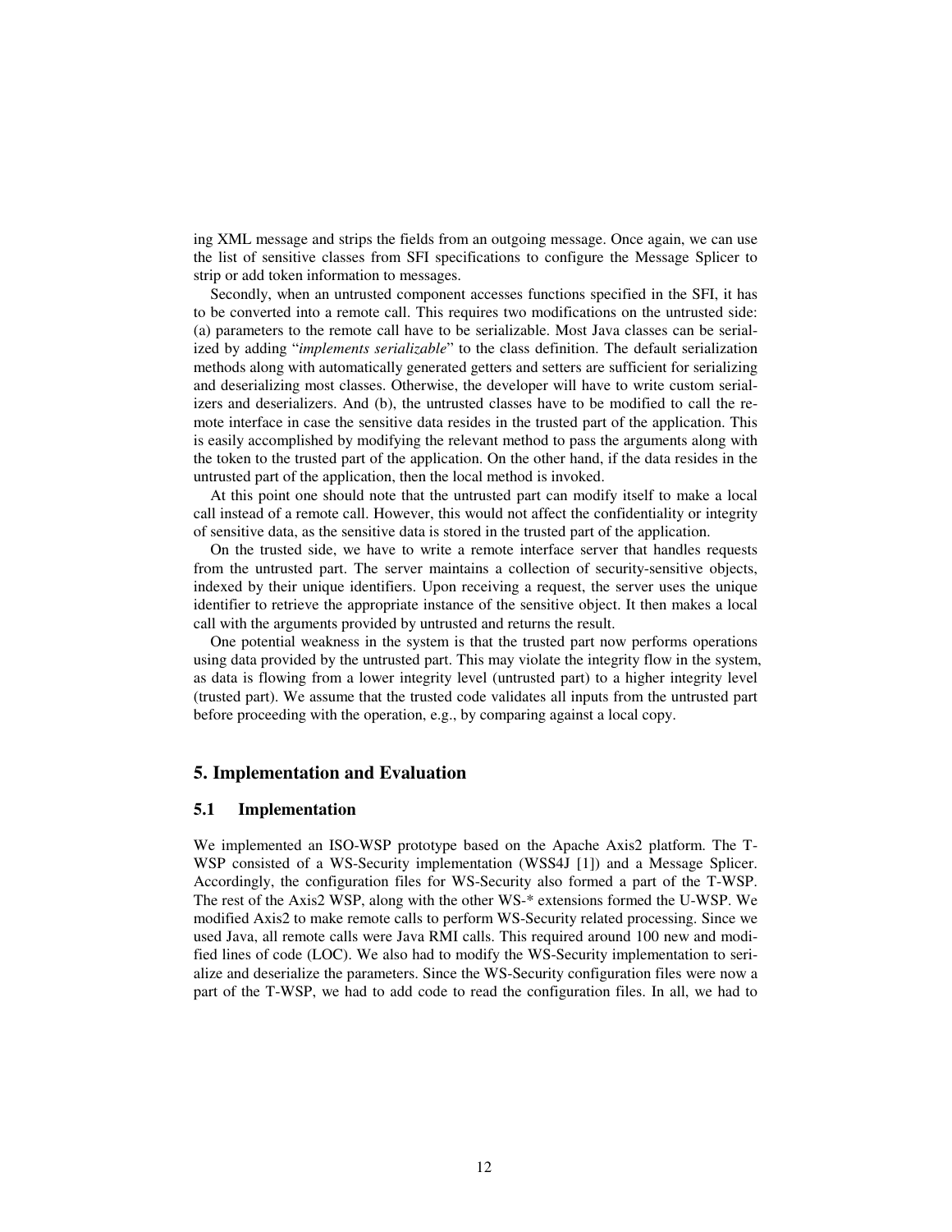ing XML message and strips the fields from an outgoing message. Once again, we can use the list of sensitive classes from SFI specifications to configure the Message Splicer to strip or add token information to messages.

Secondly, when an untrusted component accesses functions specified in the SFI, it has to be converted into a remote call. This requires two modifications on the untrusted side: (a) parameters to the remote call have to be serializable. Most Java classes can be serialized by adding "*implements serializable*" to the class definition. The default serialization methods along with automatically generated getters and setters are sufficient for serializing and deserializing most classes. Otherwise, the developer will have to write custom serializers and deserializers. And (b), the untrusted classes have to be modified to call the remote interface in case the sensitive data resides in the trusted part of the application. This is easily accomplished by modifying the relevant method to pass the arguments along with the token to the trusted part of the application. On the other hand, if the data resides in the untrusted part of the application, then the local method is invoked.

At this point one should note that the untrusted part can modify itself to make a local call instead of a remote call. However, this would not affect the confidentiality or integrity of sensitive data, as the sensitive data is stored in the trusted part of the application.

On the trusted side, we have to write a remote interface server that handles requests from the untrusted part. The server maintains a collection of security-sensitive objects, indexed by their unique identifiers. Upon receiving a request, the server uses the unique identifier to retrieve the appropriate instance of the sensitive object. It then makes a local call with the arguments provided by untrusted and returns the result.

One potential weakness in the system is that the trusted part now performs operations using data provided by the untrusted part. This may violate the integrity flow in the system, as data is flowing from a lower integrity level (untrusted part) to a higher integrity level (trusted part). We assume that the trusted code validates all inputs from the untrusted part before proceeding with the operation, e.g., by comparing against a local copy.

## 5. Implementation and Evaluation

### 5.1 Implementation

We implemented an ISO-WSP prototype based on the Apache Axis2 platform. The T-WSP consisted of a WS-Security implementation (WSS4J [1]) and a Message Splicer. Accordingly, the configuration files for WS-Security also formed a part of the T-WSP. The rest of the Axis2 WSP, along with the other WS-* extensions formed the U-WSP. We modified Axis2 to make remote calls to perform WS-Security related processing. Since we used Java, all remote calls were Java RMI calls. This required around 100 new and modified lines of code (LOC). We also had to modify the WS-Security implementation to serialize and deserialize the parameters. Since the WS-Security configuration files were now a part of the T-WSP, we had to add code to read the configuration files. In all, we had to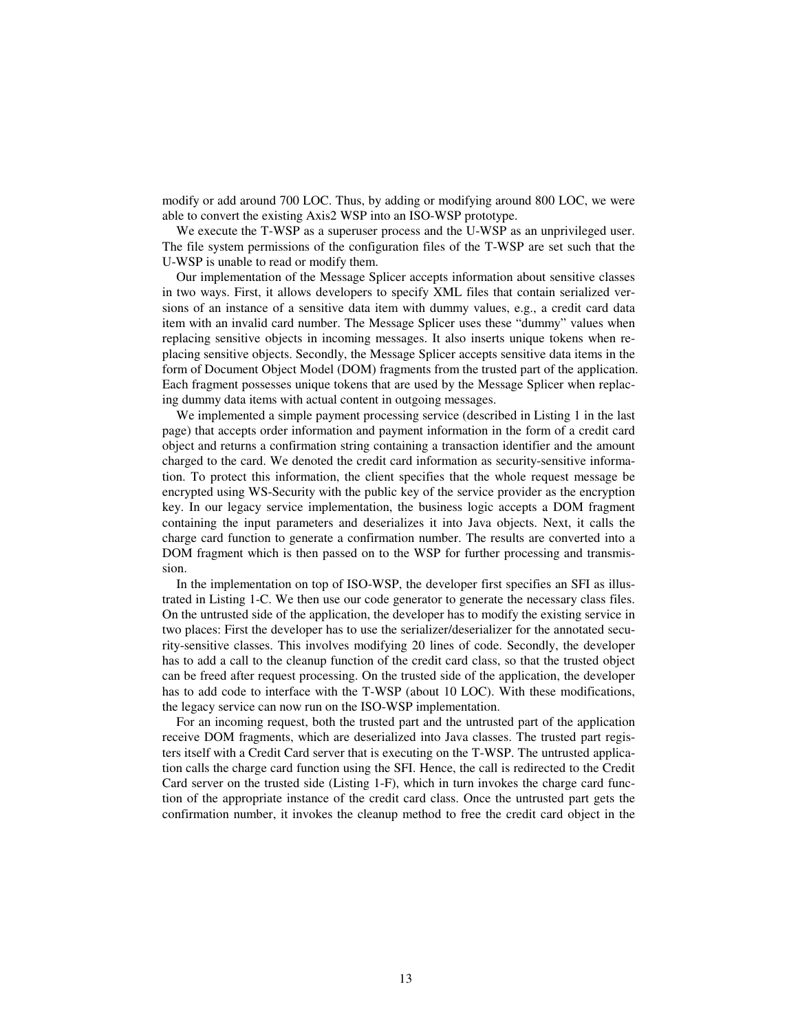modify or add around 700 LOC. Thus, by adding or modifying around 800 LOC, we were able to convert the existing Axis2 WSP into an ISO-WSP prototype.

We execute the T-WSP as a superuser process and the U-WSP as an unprivileged user. The file system permissions of the configuration files of the T-WSP are set such that the U-WSP is unable to read or modify them.

Our implementation of the Message Splicer accepts information about sensitive classes in two ways. First, it allows developers to specify XML files that contain serialized versions of an instance of a sensitive data item with dummy values, e.g., a credit card data item with an invalid card number. The Message Splicer uses these "dummy" values when replacing sensitive objects in incoming messages. It also inserts unique tokens when replacing sensitive objects. Secondly, the Message Splicer accepts sensitive data items in the form of Document Object Model (DOM) fragments from the trusted part of the application. Each fragment possesses unique tokens that are used by the Message Splicer when replacing dummy data items with actual content in outgoing messages.

We implemented a simple payment processing service (described in Listing 1 in the last page) that accepts order information and payment information in the form of a credit card object and returns a confirmation string containing a transaction identifier and the amount charged to the card. We denoted the credit card information as security-sensitive information. To protect this information, the client specifies that the whole request message be encrypted using WS-Security with the public key of the service provider as the encryption key. In our legacy service implementation, the business logic accepts a DOM fragment containing the input parameters and deserializes it into Java objects. Next, it calls the charge card function to generate a confirmation number. The results are converted into a DOM fragment which is then passed on to the WSP for further processing and transmission.

In the implementation on top of ISO-WSP, the developer first specifies an SFI as illustrated in Listing 1-C. We then use our code generator to generate the necessary class files. On the untrusted side of the application, the developer has to modify the existing service in two places: First the developer has to use the serializer/deserializer for the annotated security-sensitive classes. This involves modifying 20 lines of code. Secondly, the developer has to add a call to the cleanup function of the credit card class, so that the trusted object can be freed after request processing. On the trusted side of the application, the developer has to add code to interface with the T-WSP (about 10 LOC). With these modifications, the legacy service can now run on the ISO-WSP implementation.

For an incoming request, both the trusted part and the untrusted part of the application receive DOM fragments, which are deserialized into Java classes. The trusted part registers itself with a Credit Card server that is executing on the T-WSP. The untrusted application calls the charge card function using the SFI. Hence, the call is redirected to the Credit Card server on the trusted side (Listing 1-F), which in turn invokes the charge card function of the appropriate instance of the credit card class. Once the untrusted part gets the confirmation number, it invokes the cleanup method to free the credit card object in the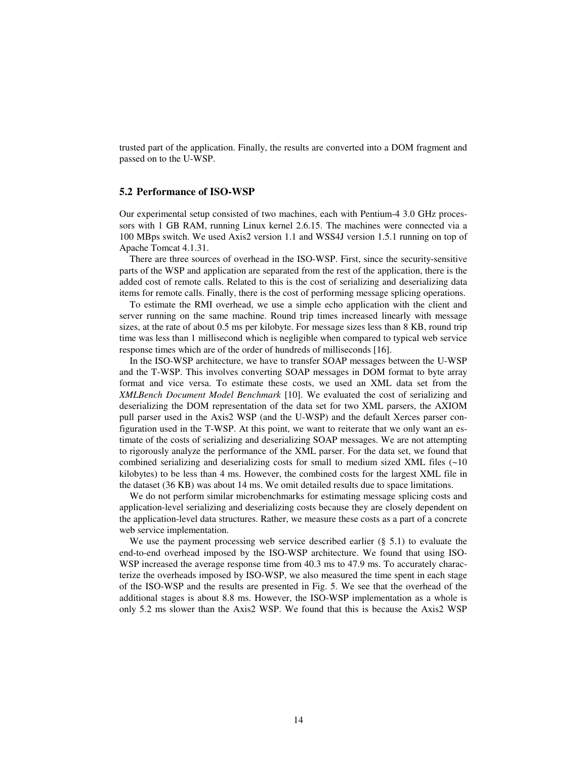trusted part of the application. Finally, the results are converted into a DOM fragment and passed on to the U-WSP.

### 5.2 Performance of ISO-WSP

Our experimental setup consisted of two machines, each with Pentium-4 3.0 GHz processors with 1 GB RAM, running Linux kernel 2.6.15. The machines were connected via a 100 MBps switch. We used Axis2 version 1.1 and WSS4J version 1.5.1 running on top of Apache Tomcat 4.1.31.

There are three sources of overhead in the ISO-WSP. First, since the security-sensitive parts of the WSP and application are separated from the rest of the application, there is the added cost of remote calls. Related to this is the cost of serializing and deserializing data items for remote calls. Finally, there is the cost of performing message splicing operations.

To estimate the RMI overhead, we use a simple echo application with the client and server running on the same machine. Round trip times increased linearly with message sizes, at the rate of about 0.5 ms per kilobyte. For message sizes less than 8 KB, round trip time was less than 1 millisecond which is negligible when compared to typical web service response times which are of the order of hundreds of milliseconds [16].

In the ISO-WSP architecture, we have to transfer SOAP messages between the U-WSP and the T-WSP. This involves converting SOAP messages in DOM format to byte array format and vice versa. To estimate these costs, we used an XML data set from the *XMLBench Document Model Benchmark* [10]. We evaluated the cost of serializing and deserializing the DOM representation of the data set for two XML parsers, the AXIOM pull parser used in the Axis2 WSP (and the U-WSP) and the default Xerces parser configuration used in the T-WSP. At this point, we want to reiterate that we only want an estimate of the costs of serializing and deserializing SOAP messages. We are not attempting to rigorously analyze the performance of the XML parser. For the data set, we found that combined serializing and deserializing costs for small to medium sized XML files (~10 kilobytes) to be less than 4 ms. However, the combined costs for the largest XML file in the dataset (36 KB) was about 14 ms. We omit detailed results due to space limitations.

We do not perform similar microbenchmarks for estimating message splicing costs and application-level serializing and deserializing costs because they are closely dependent on the application-level data structures. Rather, we measure these costs as a part of a concrete web service implementation.

We use the payment processing web service described earlier (§ 5.1) to evaluate the end-to-end overhead imposed by the ISO-WSP architecture. We found that using ISO-WSP increased the average response time from 40.3 ms to 47.9 ms. To accurately characterize the overheads imposed by ISO-WSP, we also measured the time spent in each stage of the ISO-WSP and the results are presented in Fig. 5. We see that the overhead of the additional stages is about 8.8 ms. However, the ISO-WSP implementation as a whole is only 5.2 ms slower than the Axis2 WSP. We found that this is because the Axis2 WSP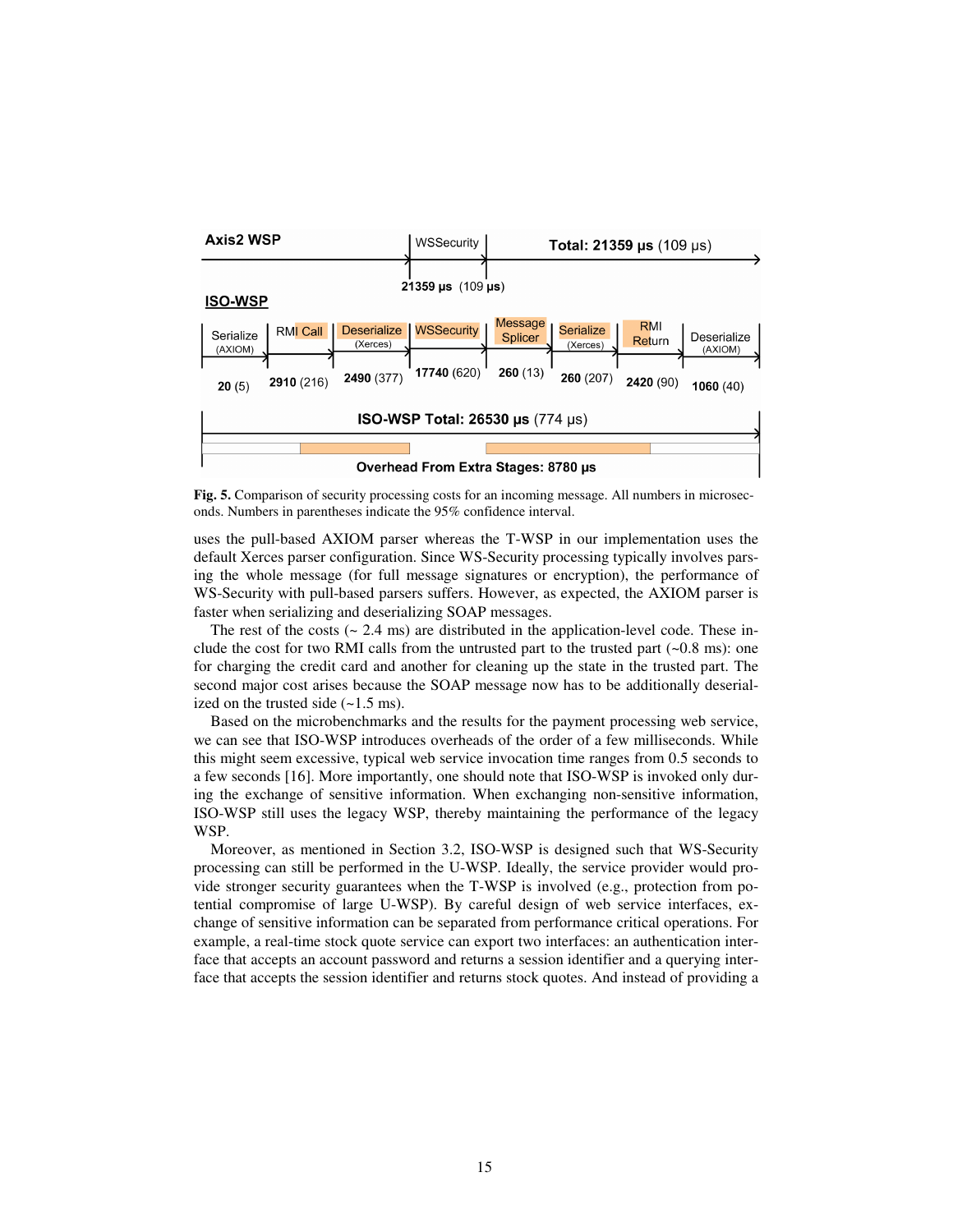Axis2 WSP

| WSSecurity | Total: 21359 μs (109 μs) |
|---|---|
| 21359 μs (109 μs) | |

ISO-WSP

| Serialize (AXIOM) | RMI Call | Deserialize (Xerces) | WSSecurity | Message Splicer | Serialize (Xerces) | RMI Return | Deserialize (AXIOM) |
|---|---|---|---|---|---|---|---|
| 20 (5) | 2910 (216) | 2490 (377) | 17740 (620) | 260 (13) | 260 (207) | 2420 (90) | 1060 (40) |

ISO-WSP Total: 26530 μs (774 μs)

Overhead From Extra Stages: 8780 μs

**Fig. 5.** Comparison of security processing costs for an incoming message. All numbers in microseconds. Numbers in parentheses indicate the 95% confidence interval.

uses the pull-based AXIOM parser whereas the T-WSP in our implementation uses the default Xerces parser configuration. Since WS-Security processing typically involves parsing the whole message (for full message signatures or encryption), the performance of WS-Security with pull-based parsers suffers. However, as expected, the AXIOM parser is faster when serializing and deserializing SOAP messages.

The rest of the costs (~ 2.4 ms) are distributed in the application-level code. These include the cost for two RMI calls from the untrusted part to the trusted part (~0.8 ms): one for charging the credit card and another for cleaning up the state in the trusted part. The second major cost arises because the SOAP message now has to be additionally deserialized on the trusted side (~1.5 ms).

Based on the microbenchmarks and the results for the payment processing web service, we can see that ISO-WSP introduces overheads of the order of a few milliseconds. While this might seem excessive, typical web service invocation time ranges from 0.5 seconds to a few seconds [16]. More importantly, one should note that ISO-WSP is invoked only during the exchange of sensitive information. When exchanging non-sensitive information, ISO-WSP still uses the legacy WSP, thereby maintaining the performance of the legacy WSP.

Moreover, as mentioned in Section 3.2, ISO-WSP is designed such that WS-Security processing can still be performed in the U-WSP. Ideally, the service provider would provide stronger security guarantees when the T-WSP is involved (e.g., protection from potential compromise of large U-WSP). By careful design of web service interfaces, exchange of sensitive information can be separated from performance critical operations. For example, a real-time stock quote service can export two interfaces: an authentication interface that accepts an account password and returns a session identifier and a querying interface that accepts the session identifier and returns stock quotes. And instead of providing a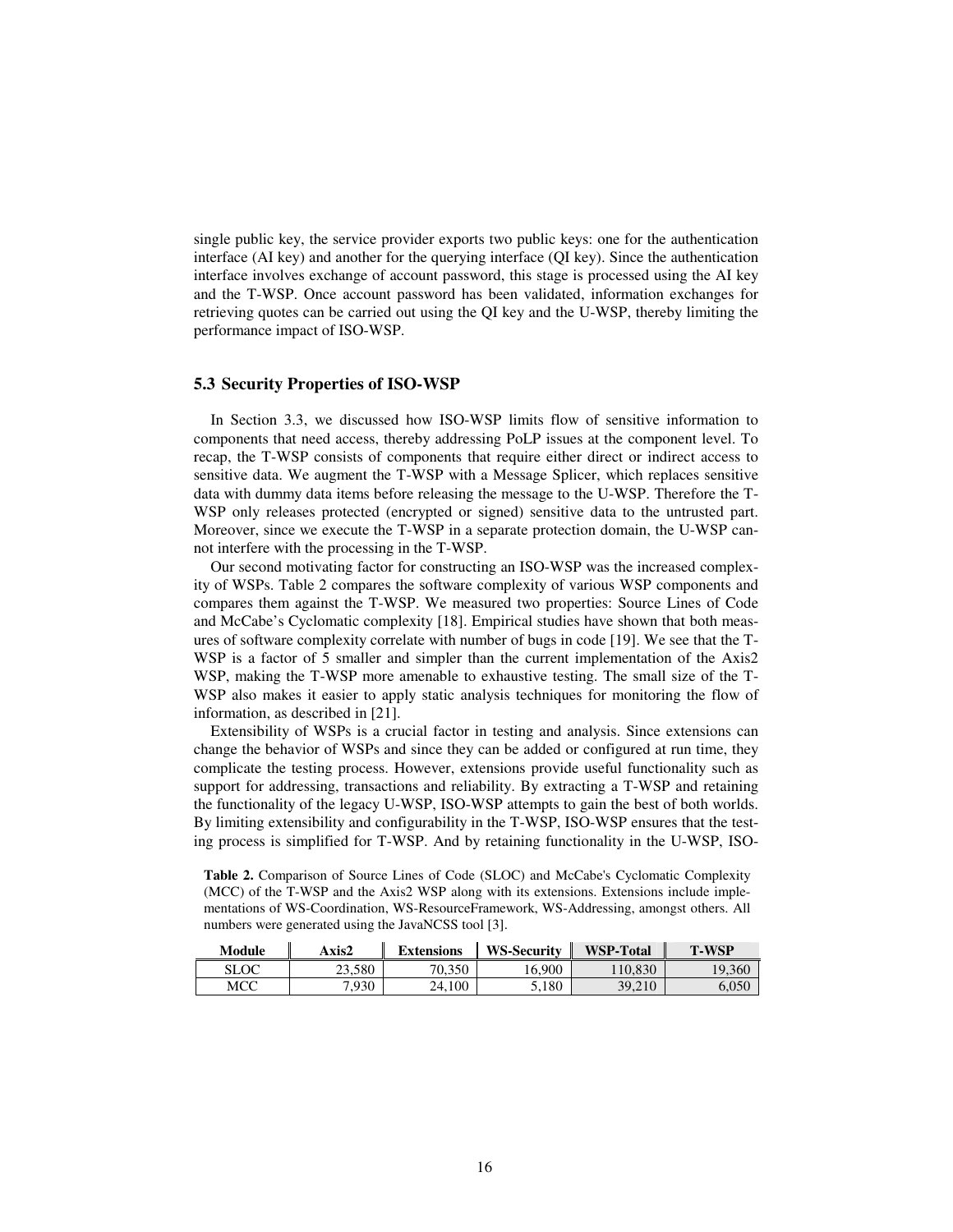single public key, the service provider exports two public keys: one for the authentication interface (AI key) and another for the querying interface (QI key). Since the authentication interface involves exchange of account password, this stage is processed using the AI key and the T-WSP. Once account password has been validated, information exchanges for retrieving quotes can be carried out using the QI key and the U-WSP, thereby limiting the performance impact of ISO-WSP.

### 5.3 Security Properties of ISO-WSP

In Section 3.3, we discussed how ISO-WSP limits flow of sensitive information to components that need access, thereby addressing PoLP issues at the component level. To recap, the T-WSP consists of components that require either direct or indirect access to sensitive data. We augment the T-WSP with a Message Splicer, which replaces sensitive data with dummy data items before releasing the message to the U-WSP. Therefore the T-WSP only releases protected (encrypted or signed) sensitive data to the untrusted part. Moreover, since we execute the T-WSP in a separate protection domain, the U-WSP cannot interfere with the processing in the T-WSP.

Our second motivating factor for constructing an ISO-WSP was the increased complexity of WSPs. Table 2 compares the software complexity of various WSP components and compares them against the T-WSP. We measured two properties: Source Lines of Code and McCabe's Cyclomatic complexity [18]. Empirical studies have shown that both measures of software complexity correlate with number of bugs in code [19]. We see that the T-WSP is a factor of 5 smaller and simpler than the current implementation of the Axis2 WSP, making the T-WSP more amenable to exhaustive testing. The small size of the T-WSP also makes it easier to apply static analysis techniques for monitoring the flow of information, as described in [21].

Extensibility of WSPs is a crucial factor in testing and analysis. Since extensions can change the behavior of WSPs and since they can be added or configured at run time, they complicate the testing process. However, extensions provide useful functionality such as support for addressing, transactions and reliability. By extracting a T-WSP and retaining the functionality of the legacy U-WSP, ISO-WSP attempts to gain the best of both worlds. By limiting extensibility and configurability in the T-WSP, ISO-WSP ensures that the testing process is simplified for T-WSP. And by retaining functionality in the U-WSP, ISO-

**Table 2.** Comparison of Source Lines of Code (SLOC) and McCabe's Cyclomatic Complexity (MCC) of the T-WSP and the Axis2 WSP along with its extensions. Extensions include implementations of WS-Coordination, WS-ResourceFramework, WS-Addressing, amongst others. All numbers were generated using the JavaNCSS tool [3].

| Module | Axis2 | Extensions | WS-Security | WSP-Total | T-WSP |
|---|---|---|---|---|---|
| SLOC | 23,580 | 70,350 | 16,900 | 110,830 | 19,360 |
| MCC | 7,930 | 24,100 | 5,180 | 39,210 | 6,050 |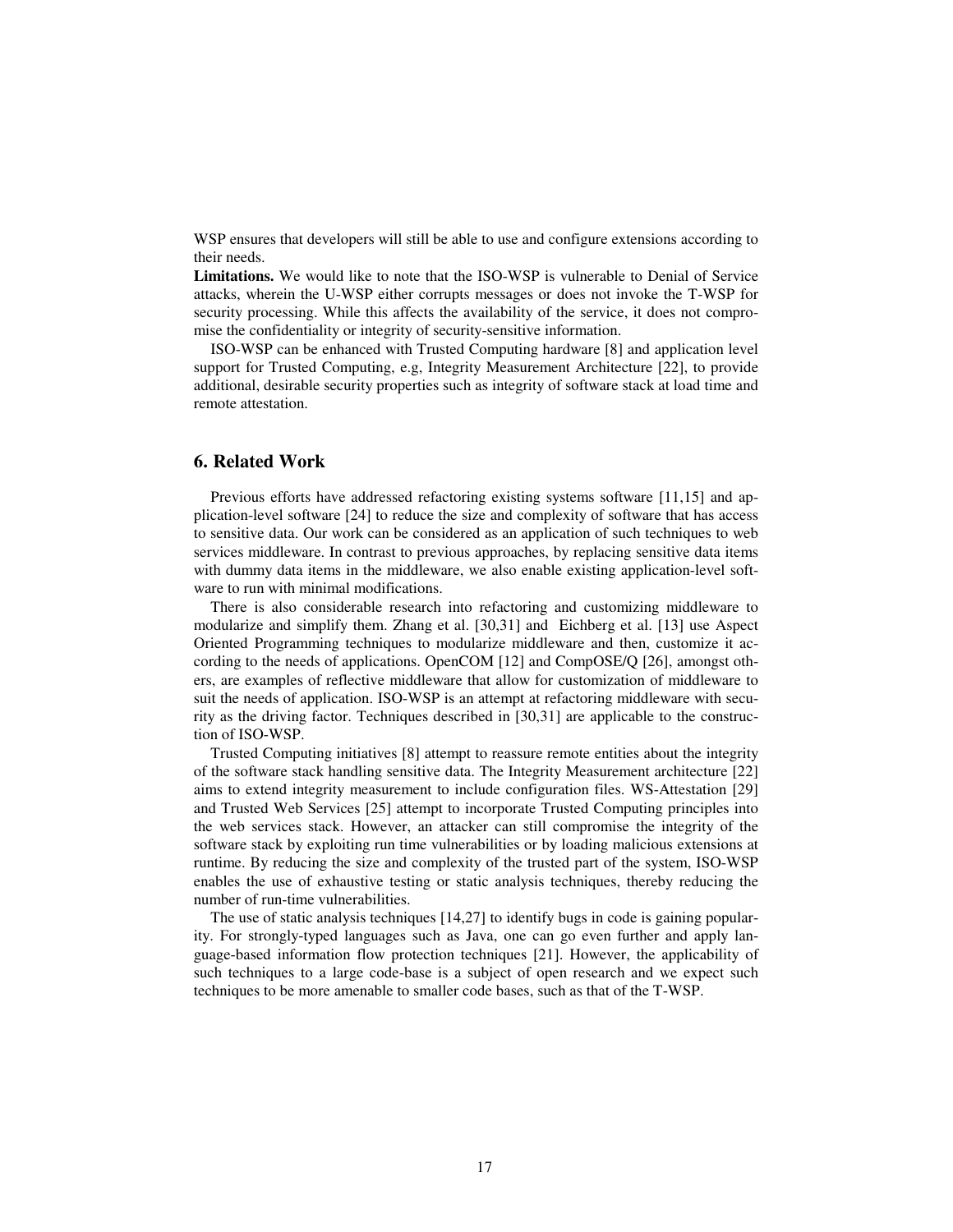WSP ensures that developers will still be able to use and configure extensions according to their needs.

**Limitations.** We would like to note that the ISO-WSP is vulnerable to Denial of Service attacks, wherein the U-WSP either corrupts messages or does not invoke the T-WSP for security processing. While this affects the availability of the service, it does not compromise the confidentiality or integrity of security-sensitive information.

ISO-WSP can be enhanced with Trusted Computing hardware [8] and application level support for Trusted Computing, e.g, Integrity Measurement Architecture [22], to provide additional, desirable security properties such as integrity of software stack at load time and remote attestation.

## 6. Related Work

Previous efforts have addressed refactoring existing systems software [11,15] and application-level software [24] to reduce the size and complexity of software that has access to sensitive data. Our work can be considered as an application of such techniques to web services middleware. In contrast to previous approaches, by replacing sensitive data items with dummy data items in the middleware, we also enable existing application-level software to run with minimal modifications.

There is also considerable research into refactoring and customizing middleware to modularize and simplify them. Zhang et al. [30,31] and Eichberg et al. [13] use Aspect Oriented Programming techniques to modularize middleware and then, customize it according to the needs of applications. OpenCOM [12] and CompOSE/Q [26], amongst others, are examples of reflective middleware that allow for customization of middleware to suit the needs of application. ISO-WSP is an attempt at refactoring middleware with security as the driving factor. Techniques described in [30,31] are applicable to the construction of ISO-WSP.

Trusted Computing initiatives [8] attempt to reassure remote entities about the integrity of the software stack handling sensitive data. The Integrity Measurement architecture [22] aims to extend integrity measurement to include configuration files. WS-Attestation [29] and Trusted Web Services [25] attempt to incorporate Trusted Computing principles into the web services stack. However, an attacker can still compromise the integrity of the software stack by exploiting run time vulnerabilities or by loading malicious extensions at runtime. By reducing the size and complexity of the trusted part of the system, ISO-WSP enables the use of exhaustive testing or static analysis techniques, thereby reducing the number of run-time vulnerabilities.

The use of static analysis techniques [14,27] to identify bugs in code is gaining popularity. For strongly-typed languages such as Java, one can go even further and apply language-based information flow protection techniques [21]. However, the applicability of such techniques to a large code-base is a subject of open research and we expect such techniques to be more amenable to smaller code bases, such as that of the T-WSP.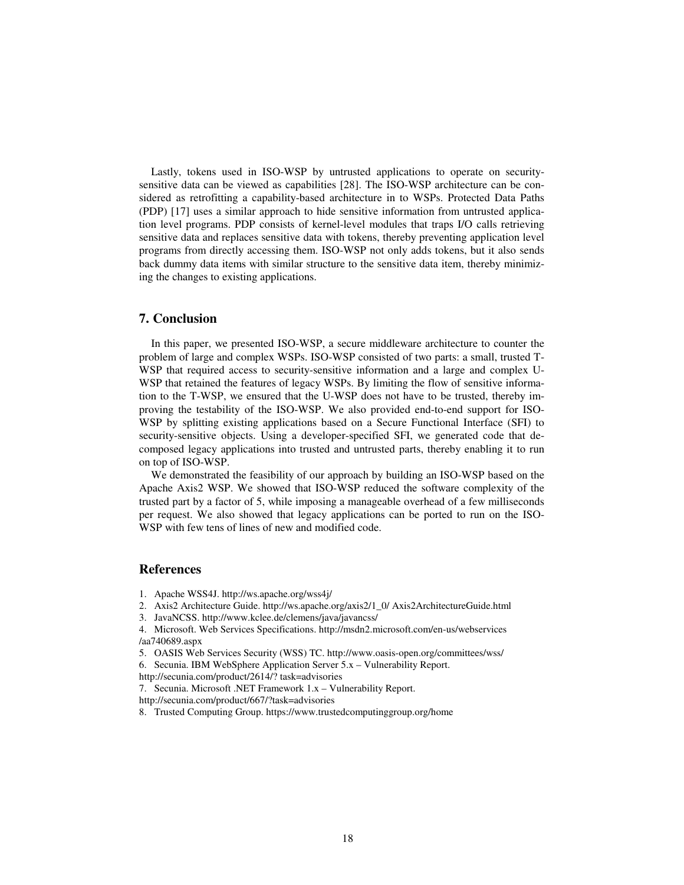Lastly, tokens used in ISO-WSP by untrusted applications to operate on security-sensitive data can be viewed as capabilities [28]. The ISO-WSP architecture can be considered as retrofitting a capability-based architecture in to WSPs. Protected Data Paths (PDP) [17] uses a similar approach to hide sensitive information from untrusted application level programs. PDP consists of kernel-level modules that traps I/O calls retrieving sensitive data and replaces sensitive data with tokens, thereby preventing application level programs from directly accessing them. ISO-WSP not only adds tokens, but it also sends back dummy data items with similar structure to the sensitive data item, thereby minimizing the changes to existing applications.

## 7. Conclusion

In this paper, we presented ISO-WSP, a secure middleware architecture to counter the problem of large and complex WSPs. ISO-WSP consisted of two parts: a small, trusted T-WSP that required access to security-sensitive information and a large and complex U-WSP that retained the features of legacy WSPs. By limiting the flow of sensitive information to the T-WSP, we ensured that the U-WSP does not have to be trusted, thereby improving the testability of the ISO-WSP. We also provided end-to-end support for ISO-WSP by splitting existing applications based on a Secure Functional Interface (SFI) to security-sensitive objects. Using a developer-specified SFI, we generated code that decomposed legacy applications into trusted and untrusted parts, thereby enabling it to run on top of ISO-WSP.

We demonstrated the feasibility of our approach by building an ISO-WSP based on the Apache Axis2 WSP. We showed that ISO-WSP reduced the software complexity of the trusted part by a factor of 5, while imposing a manageable overhead of a few milliseconds per request. We also showed that legacy applications can be ported to run on the ISO-WSP with few tens of lines of new and modified code.

## References

1. Apache WSS4J. http://ws.apache.org/wss4j/
2. Axis2 Architecture Guide. http://ws.apache.org/axis2/1_0/ Axis2ArchitectureGuide.html
3. JavaNCSS. http://www.kclee.de/clemens/java/javancss/
4. Microsoft. Web Services Specifications. http://msdn2.microsoft.com/en-us/webservices /aa740689.aspx
5. OASIS Web Services Security (WSS) TC. http://www.oasis-open.org/committees/wss/
6. Secunia. IBM WebSphere Application Server 5.x – Vulnerability Report. http://secunia.com/product/2614/? task=advisories
7. Secunia. Microsoft .NET Framework 1.x – Vulnerability Report. http://secunia.com/product/667/?task=advisories
8. Trusted Computing Group. https://www.trustedcomputinggroup.org/home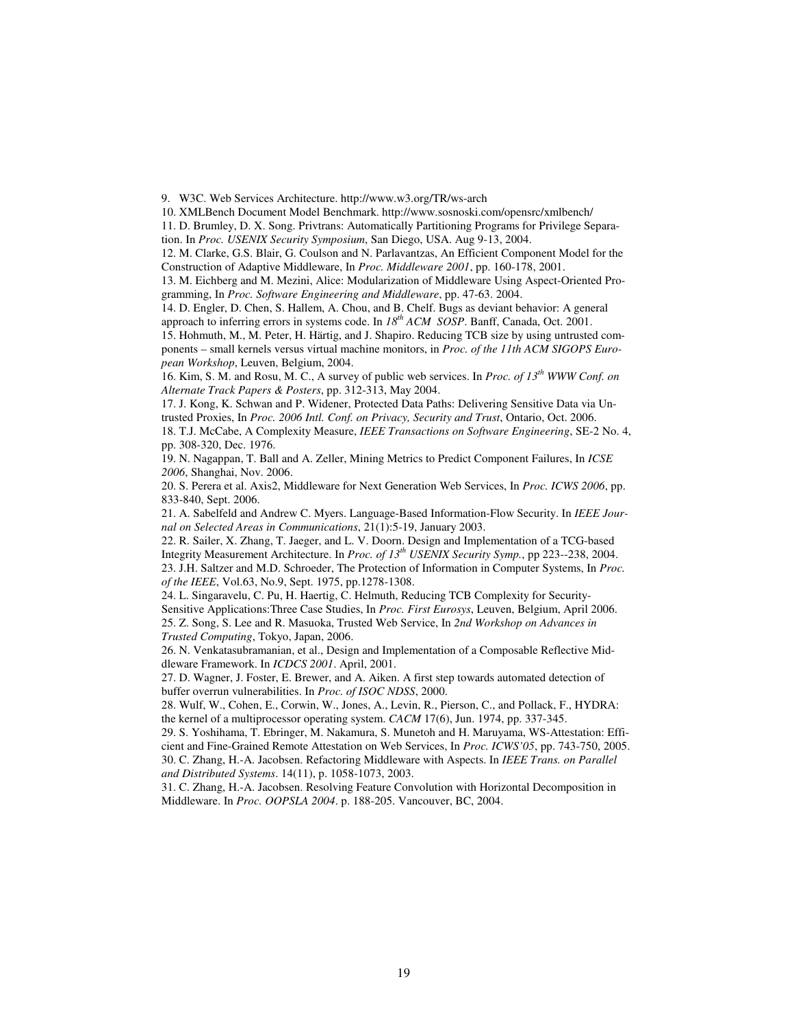9. W3C. Web Services Architecture. http://www.w3.org/TR/ws-arch

10. XMLBench Document Model Benchmark. http://www.sosnoski.com/opensrc/xmlbench/

11. D. Brumley, D. X. Song. Privtrans: Automatically Partitioning Programs for Privilege Separation. In *Proc. USENIX Security Symposium*, San Diego, USA. Aug 9-13, 2004.

12. M. Clarke, G.S. Blair, G. Coulson and N. Parlavantzas, An Efficient Component Model for the Construction of Adaptive Middleware, In *Proc. Middleware 2001*, pp. 160-178, 2001.

13. M. Eichberg and M. Mezini, Alice: Modularization of Middleware Using Aspect-Oriented Programming, In *Proc. Software Engineering and Middleware*, pp. 47-63. 2004.

14. D. Engler, D. Chen, S. Hallem, A. Chou, and B. Chelf. Bugs as deviant behavior: A general approach to inferring errors in systems code. In *18th ACM SOSP*. Banff, Canada, Oct. 2001.

15. Hohmuth, M., M. Peter, H. Härtig, and J. Shapiro. Reducing TCB size by using untrusted components – small kernels versus virtual machine monitors, in *Proc. of the 11th ACM SIGOPS European Workshop*, Leuven, Belgium, 2004.

16. Kim, S. M. and Rosu, M. C., A survey of public web services. In *Proc. of 13th WWW Conf. on Alternate Track Papers & Posters*, pp. 312-313, May 2004.

17. J. Kong, K. Schwan and P. Widener, Protected Data Paths: Delivering Sensitive Data via Untrusted Proxies, In *Proc. 2006 Intl. Conf. on Privacy, Security and Trust*, Ontario, Oct. 2006.

18. T.J. McCabe, A Complexity Measure, *IEEE Transactions on Software Engineering*, SE-2 No. 4, pp. 308-320, Dec. 1976.

19. N. Nagappan, T. Ball and A. Zeller, Mining Metrics to Predict Component Failures, In *ICSE 2006*, Shanghai, Nov. 2006.

20. S. Perera et al. Axis2, Middleware for Next Generation Web Services, In *Proc. ICWS 2006*, pp. 833-840, Sept. 2006.

21. A. Sabelfeld and Andrew C. Myers. Language-Based Information-Flow Security. In *IEEE Journal on Selected Areas in Communications*, 21(1):5-19, January 2003.

22. R. Sailer, X. Zhang, T. Jaeger, and L. V. Doorn. Design and Implementation of a TCG-based Integrity Measurement Architecture. In *Proc. of 13th USENIX Security Symp.*, pp 223--238, 2004.

23. J.H. Saltzer and M.D. Schroeder, The Protection of Information in Computer Systems, In *Proc. of the IEEE*, Vol.63, No.9, Sept. 1975, pp.1278-1308.

24. L. Singaravelu, C. Pu, H. Haertig, C. Helmuth, Reducing TCB Complexity for Security-Sensitive Applications:Three Case Studies, In *Proc. First Eurosys*, Leuven, Belgium, April 2006.

25. Z. Song, S. Lee and R. Masuoka, Trusted Web Service, In *2nd Workshop on Advances in Trusted Computing*, Tokyo, Japan, 2006.

26. N. Venkatasubramanian, et al., Design and Implementation of a Composable Reflective Middleware Framework. In *ICDCS 2001*. April, 2001.

27. D. Wagner, J. Foster, E. Brewer, and A. Aiken. A first step towards automated detection of buffer overrun vulnerabilities. In *Proc. of ISOC NDSS*, 2000.

28. Wulf, W., Cohen, E., Corwin, W., Jones, A., Levin, R., Pierson, C., and Pollack, F., HYDRA: the kernel of a multiprocessor operating system. *CACM* 17(6), Jun. 1974, pp. 337-345.

29. S. Yoshihama, T. Ebringer, M. Nakamura, S. Munetoh and H. Maruyama, WS-Attestation: Efficient and Fine-Grained Remote Attestation on Web Services, In *Proc. ICWS'05*, pp. 743-750, 2005.

30. C. Zhang, H.-A. Jacobsen. Refactoring Middleware with Aspects. In *IEEE Trans. on Parallel and Distributed Systems*. 14(11), p. 1058-1073, 2003.

31. C. Zhang, H.-A. Jacobsen. Resolving Feature Convolution with Horizontal Decomposition in Middleware. In *Proc. OOPSLA 2004*. p. 188-205. Vancouver, BC, 2004.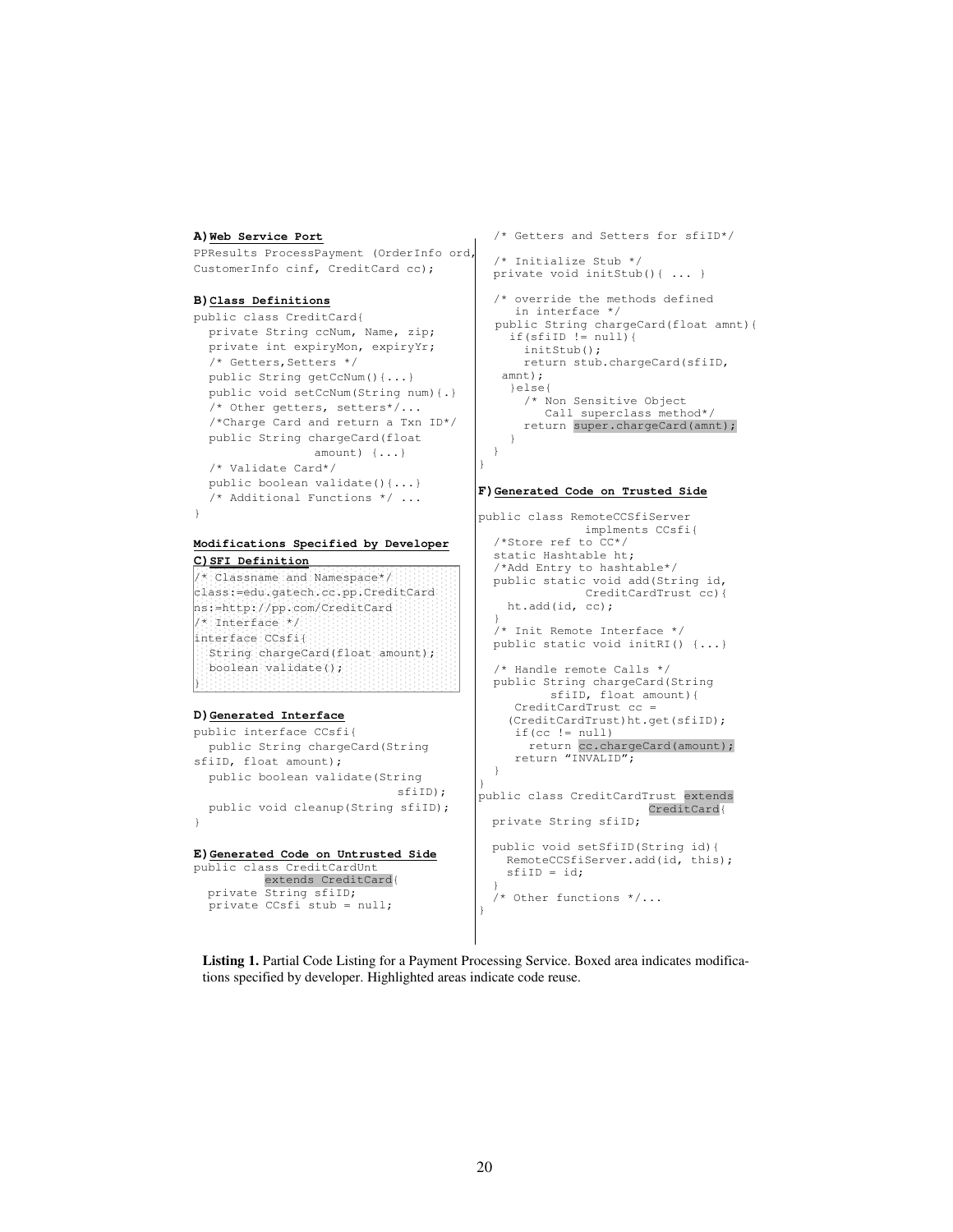**A) Web Service Port**

```
PPResults ProcessPayment (OrderInfo ord,
CustomerInfo cinf, CreditCard cc);
```

**B) Class Definitions**

```
public class CreditCard{
  private String ccNum, Name, zip;
  private int expiryMon, expiryYr;
  /* Getters,Setters */
  public String getCcNum(){...}
  public void setCcNum(String num){.}
  /* Other getters, setters*/...
  /*Charge Card and return a Txn ID*/
  public String chargeCard(float
               amount) {...}
  /* Validate Card*/
  public boolean validate(){...}
  /* Additional Functions */ ...
}
```

**Modifications Specified by Developer**

**C) SFI Definition**

```
/* Classname and Namespace*/
class:=edu.gatech.cc.pp.CreditCard
ns:=http://pp.com/CreditCard
/* Interface */
interface CCsfi{
  String chargeCard(float amount);
  boolean validate();
}
```

**D) Generated Interface**

```
public interface CCsfi{
  public String chargeCard(String
sfiID, float amount);
  public boolean validate(String
                          sfiID);
  public void cleanup(String sfiID);
}
```

**E) Generated Code on Untrusted Side**

```
public class CreditCardUnt
         extends CreditCard{
  private String sfiID;
  private CCsfi stub = null;

  /* Getters and Setters for sfiID*/

  /* Initialize Stub */
  private void initStub(){ ... }

  /* override the methods defined
     in interface */
  public String chargeCard(float amnt){
    if(sfiID != null){
      initStub();
      return stub.chargeCard(sfiID,
   amnt);
    }else{
      /* Non Sensitive Object
         Call superclass method*/
      return super.chargeCard(amnt);
    }
  }
}
```

**F) Generated Code on Trusted Side**

```
public class RemoteCCSfiServer
             implments CCsfi{
  /*Store ref to CC*/
  static Hashtable ht;
  /*Add Entry to hashtable*/
  public static void add(String id,
             CreditCardTrust cc){
    ht.add(id, cc);
  }
  /* Init Remote Interface */
  public static void initRI() {...}

  /* Handle remote Calls */
  public String chargeCard(String
         sfiID, float amount){
     CreditCardTrust cc =
    (CreditCardTrust)ht.get(sfiID);
     if(cc != null)
       return cc.chargeCard(amount);
     return "INVALID";
  }
}
public class CreditCardTrust extends
                      CreditCard{
  private String sfiID;

  public void setSfiID(String id){
    RemoteCCSfiServer.add(id, this);
    sfiID = id;
  }
  /* Other functions */...
}
```

**Listing 1.** Partial Code Listing for a Payment Processing Service. Boxed area indicates modifications specified by developer. Highlighted areas indicate code reuse.